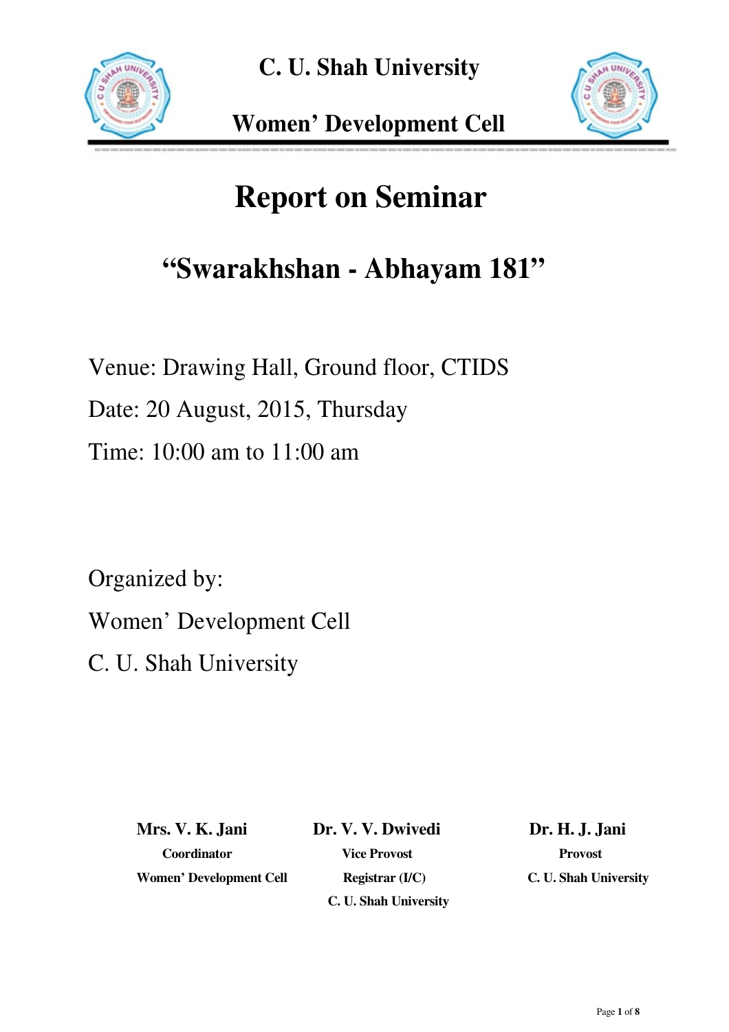**C. U. Shah University**

**Women' Development Cell**

# Report on Seminar

## "Swarakhshan - Abhayam 181"

Venue: Drawing Hall, Ground floor, CTIDS

Date: 20 August, 2015, Thursday

Time: 10:00 am to 11:00 am

Organized by:

Women' Development Cell

C. U. Shah University

| **Mrs. V. K. Jani** | **Dr. V. V. Dwivedi** | **Dr. H. J. Jani** |
|---|---|---|
| **Coordinator** | **Vice Provost** | **Provost** |
| **Women' Development Cell** | **Registrar (I/C)** | **C. U. Shah University** |
| | **C. U. Shah University** | |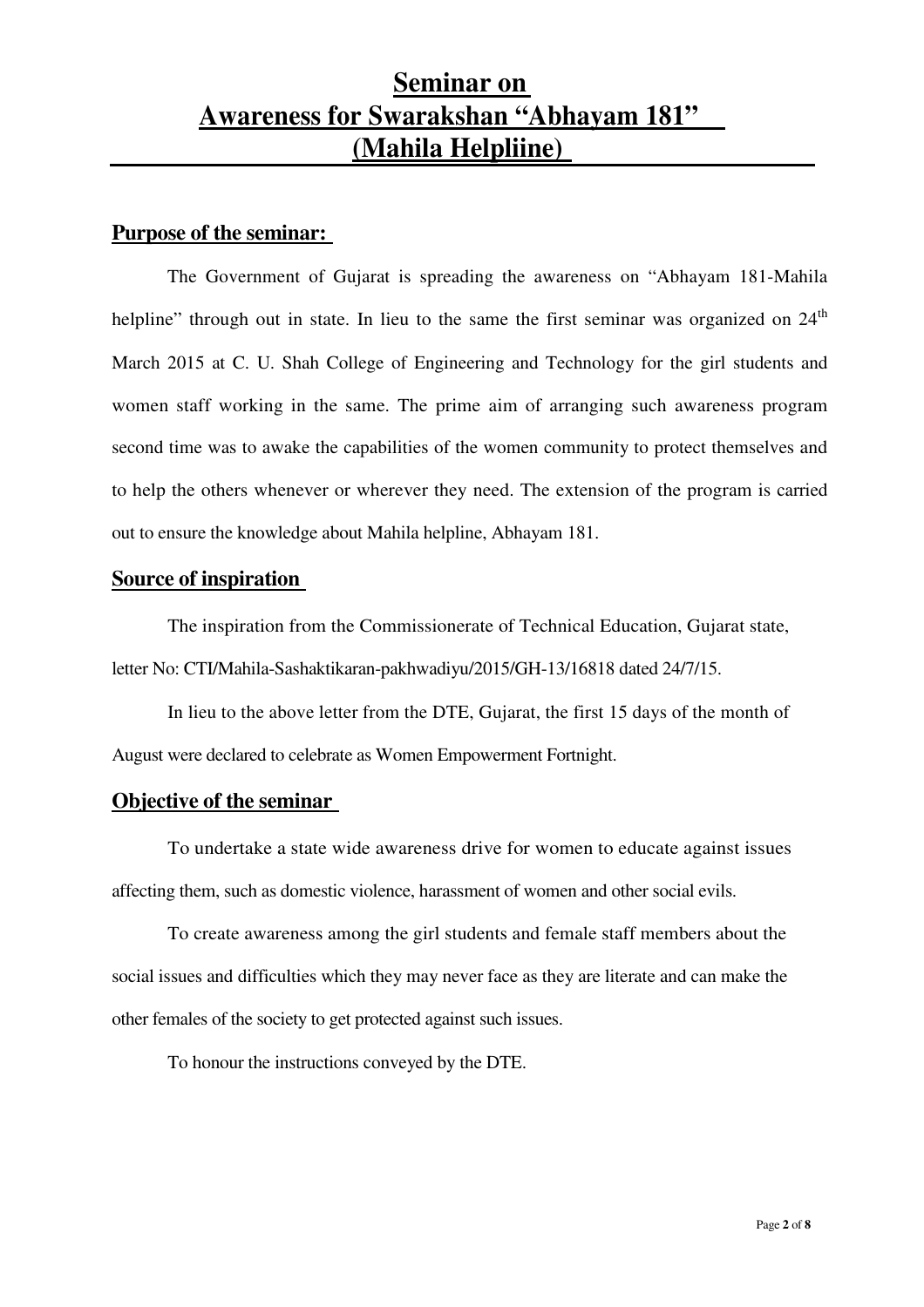# Seminar on
# Awareness for Swarakshan "Abhayam 181"
# (Mahila Helpliine)

## Purpose of the seminar:

The Government of Gujarat is spreading the awareness on "Abhayam 181-Mahila helpline" through out in state. In lieu to the same the first seminar was organized on 24th March 2015 at C. U. Shah College of Engineering and Technology for the girl students and women staff working in the same. The prime aim of arranging such awareness program second time was to awake the capabilities of the women community to protect themselves and to help the others whenever or wherever they need. The extension of the program is carried out to ensure the knowledge about Mahila helpline, Abhayam 181.

## Source of inspiration

The inspiration from the Commissionerate of Technical Education, Gujarat state, letter No: CTI/Mahila-Sashaktikaran-pakhwadiyu/2015/GH-13/16818 dated 24/7/15.

In lieu to the above letter from the DTE, Gujarat, the first 15 days of the month of August were declared to celebrate as Women Empowerment Fortnight.

## Objective of the seminar

To undertake a state wide awareness drive for women to educate against issues affecting them, such as domestic violence, harassment of women and other social evils.

To create awareness among the girl students and female staff members about the social issues and difficulties which they may never face as they are literate and can make the other females of the society to get protected against such issues.

To honour the instructions conveyed by the DTE.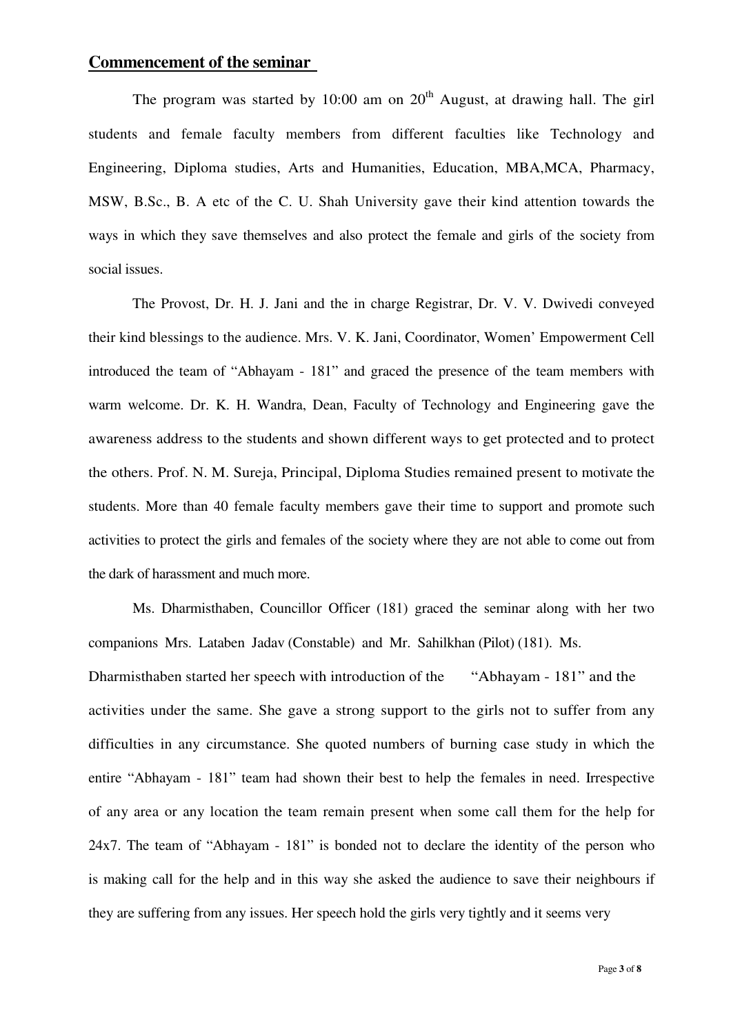## Commencement of the seminar

The program was started by 10:00 am on 20th August, at drawing hall. The girl students and female faculty members from different faculties like Technology and Engineering, Diploma studies, Arts and Humanities, Education, MBA,MCA, Pharmacy, MSW, B.Sc., B. A etc of the C. U. Shah University gave their kind attention towards the ways in which they save themselves and also protect the female and girls of the society from social issues.

The Provost, Dr. H. J. Jani and the in charge Registrar, Dr. V. V. Dwivedi conveyed their kind blessings to the audience. Mrs. V. K. Jani, Coordinator, Women' Empowerment Cell introduced the team of "Abhayam - 181" and graced the presence of the team members with warm welcome. Dr. K. H. Wandra, Dean, Faculty of Technology and Engineering gave the awareness address to the students and shown different ways to get protected and to protect the others. Prof. N. M. Sureja, Principal, Diploma Studies remained present to motivate the students. More than 40 female faculty members gave their time to support and promote such activities to protect the girls and females of the society where they are not able to come out from the dark of harassment and much more.

Ms. Dharmisthaben, Councillor Officer (181) graced the seminar along with her two companions Mrs. Lataben Jadav (Constable) and Mr. Sahilkhan (Pilot) (181). Ms. Dharmisthaben started her speech with introduction of the "Abhayam - 181" and the activities under the same. She gave a strong support to the girls not to suffer from any difficulties in any circumstance. She quoted numbers of burning case study in which the entire "Abhayam - 181" team had shown their best to help the females in need. Irrespective of any area or any location the team remain present when some call them for the help for 24x7. The team of "Abhayam - 181" is bonded not to declare the identity of the person who is making call for the help and in this way she asked the audience to save their neighbours if they are suffering from any issues. Her speech hold the girls very tightly and it seems very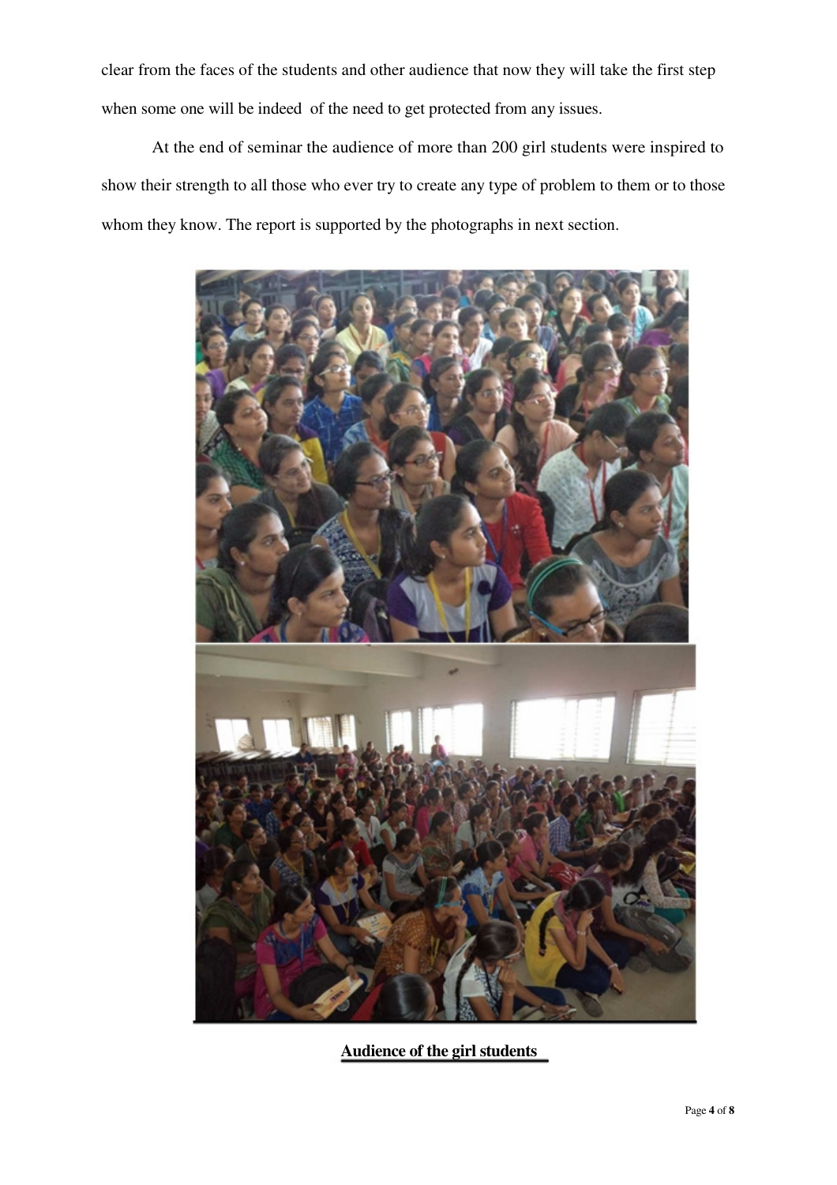clear from the faces of the students and other audience that now they will take the first step when some one will be indeed  of the need to get protected from any issues.

At the end of seminar the audience of more than 200 girl students were inspired to show their strength to all those who ever try to create any type of problem to them or to those whom they know. The report is supported by the photographs in next section.

**Audience of the girl students**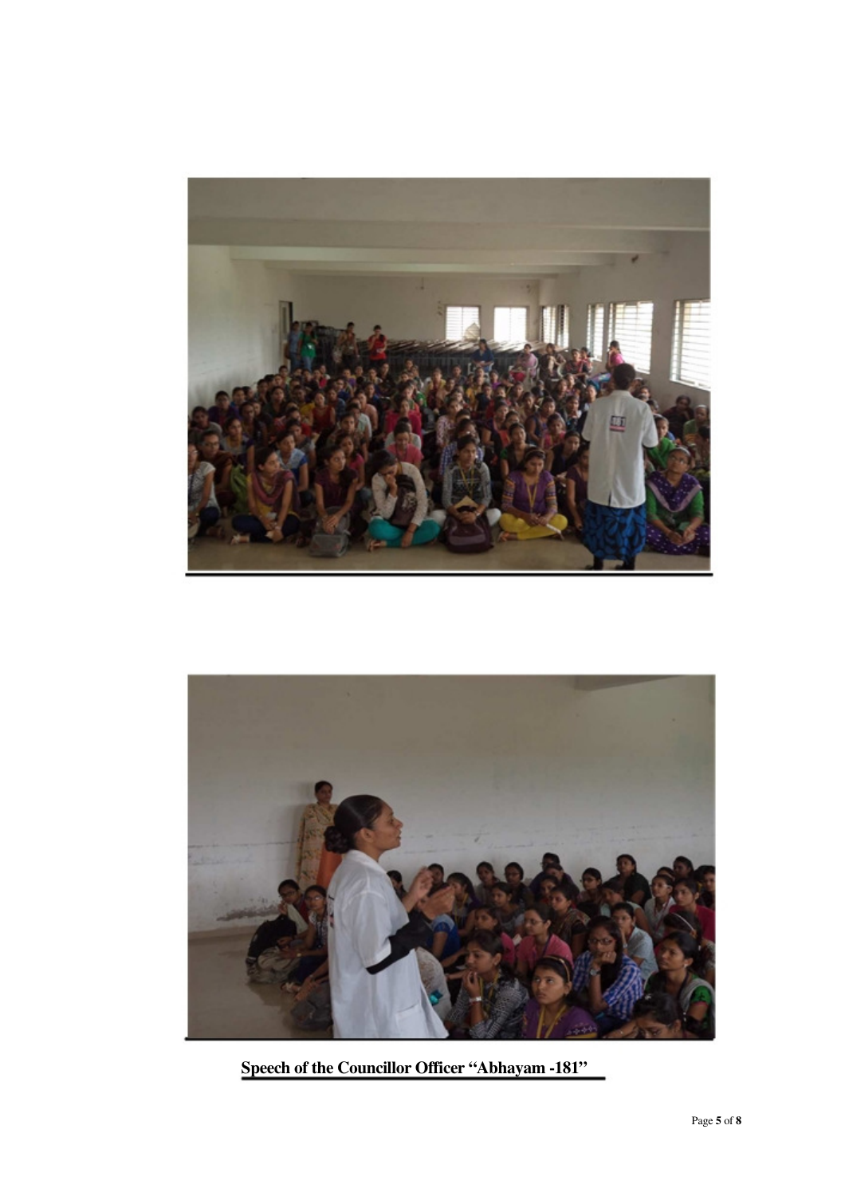**Speech of the Councillor Officer "Abhayam -181"**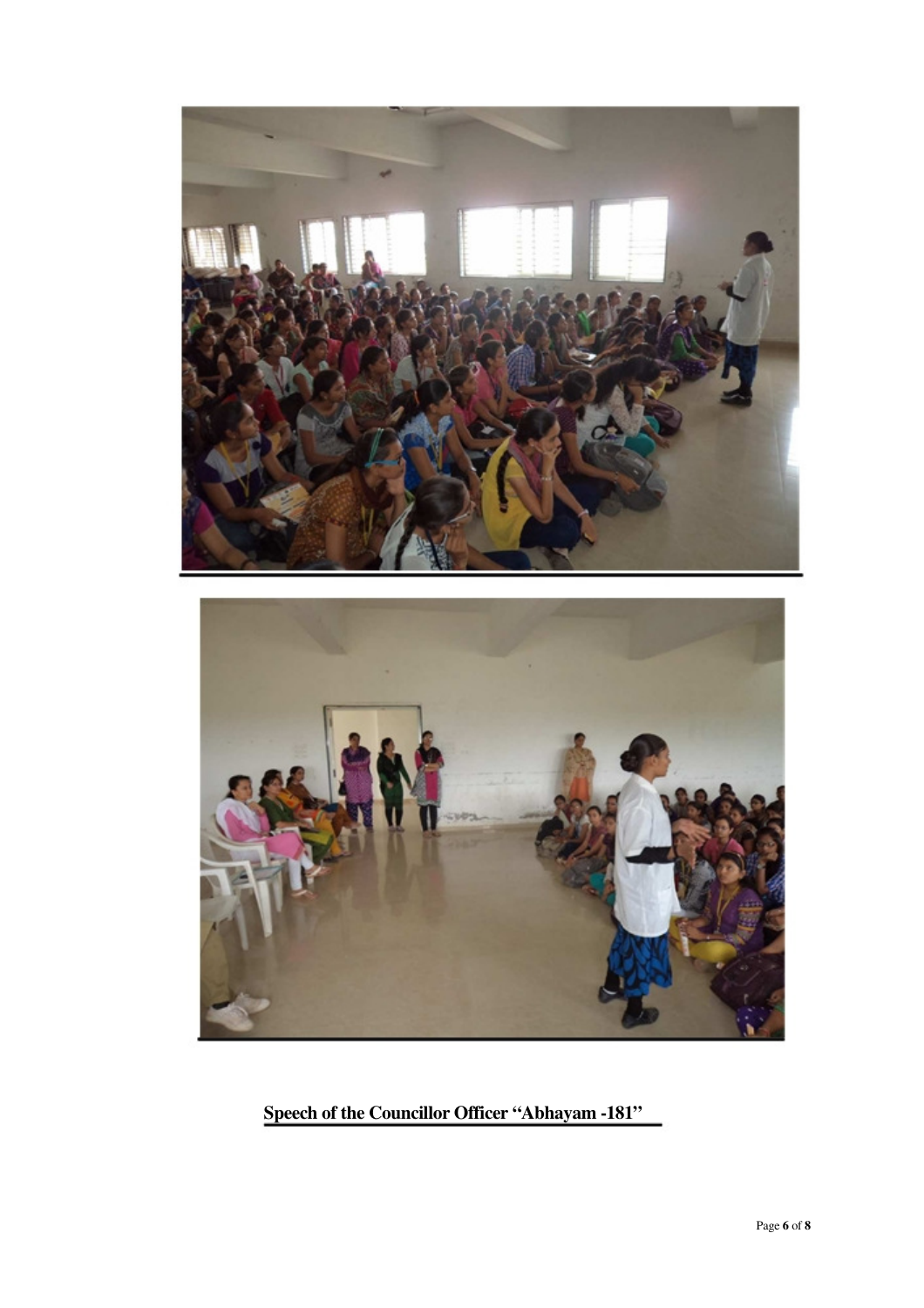**Speech of the Councillor Officer "Abhayam -181"**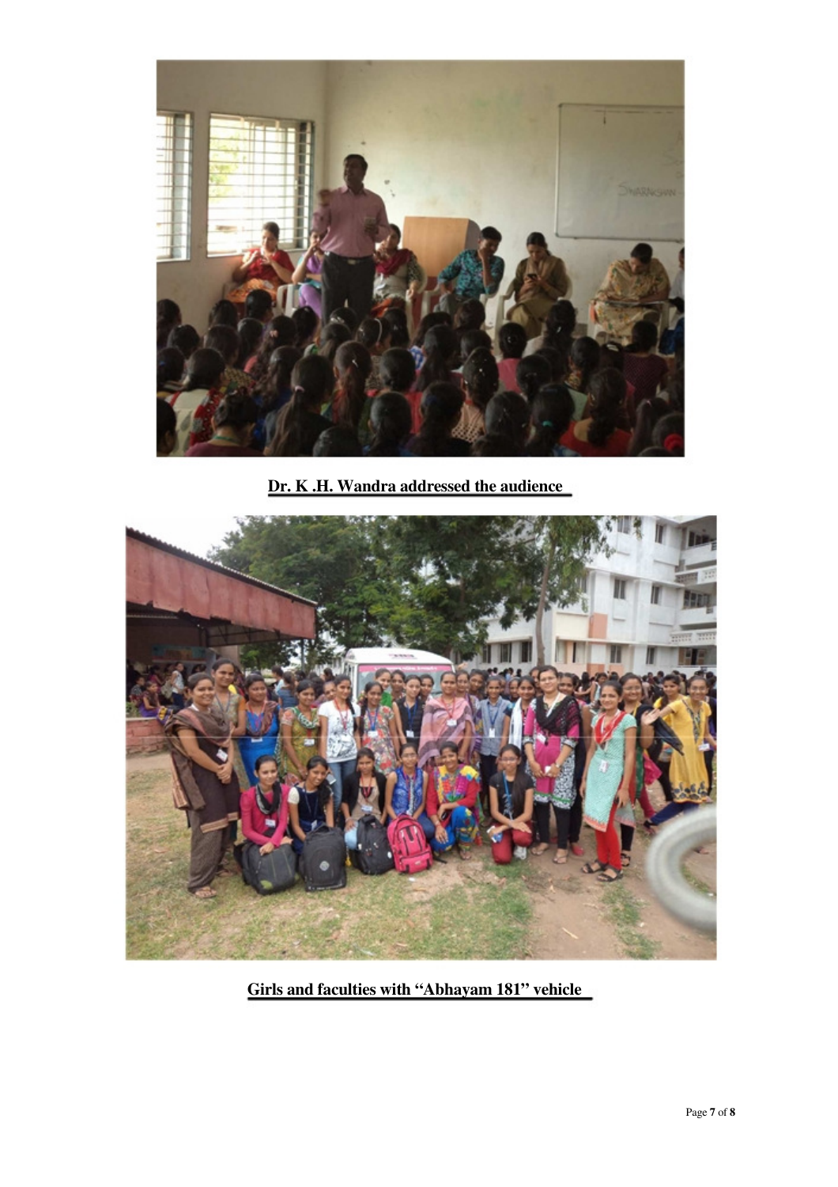**Dr. K .H. Wandra addressed the audience**

**Girls and faculties with "Abhayam 181" vehicle**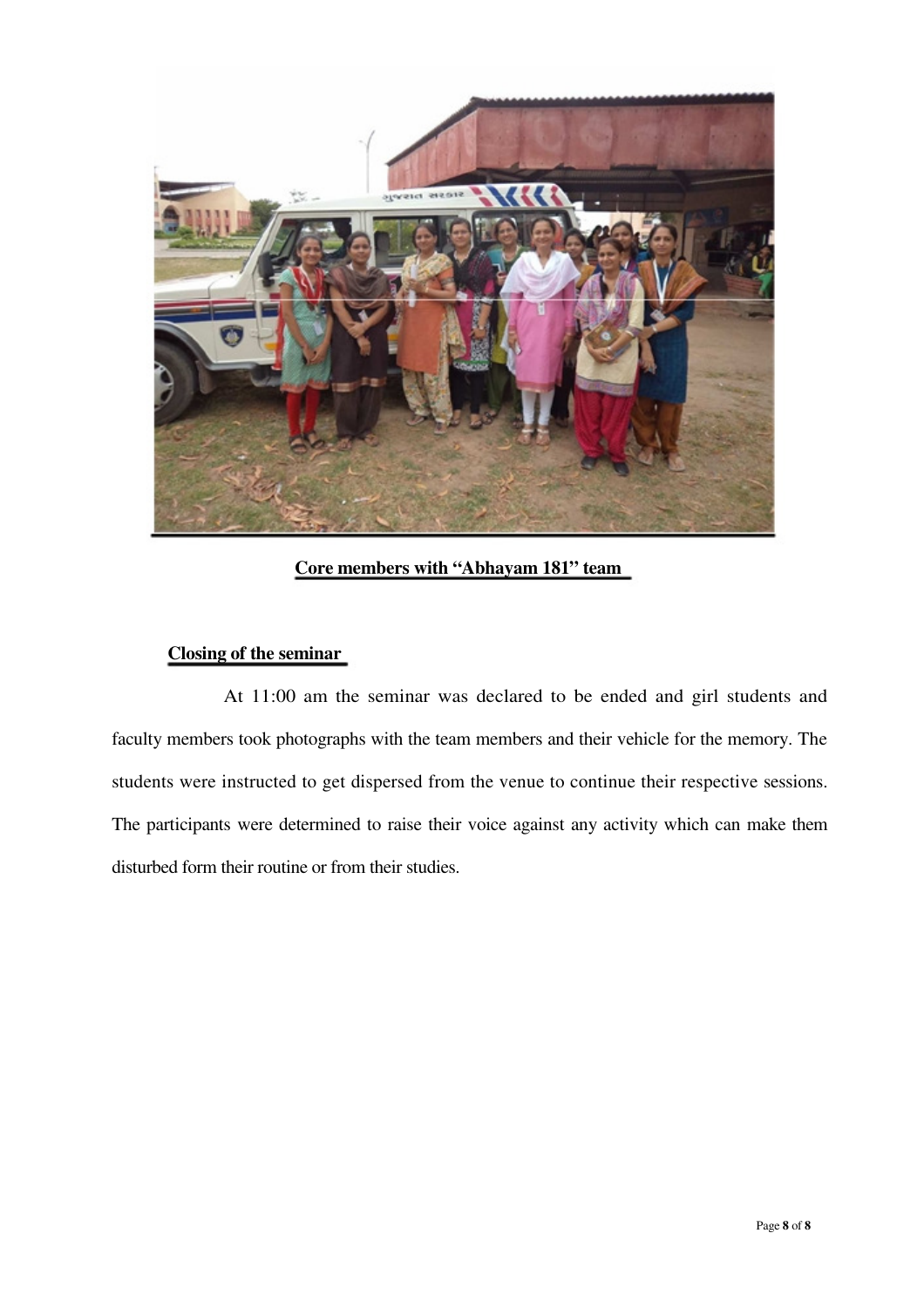**Core members with "Abhayam 181" team**

**Closing of the seminar**

At 11:00 am the seminar was declared to be ended and girl students and faculty members took photographs with the team members and their vehicle for the memory. The students were instructed to get dispersed from the venue to continue their respective sessions. The participants were determined to raise their voice against any activity which can make them disturbed form their routine or from their studies.